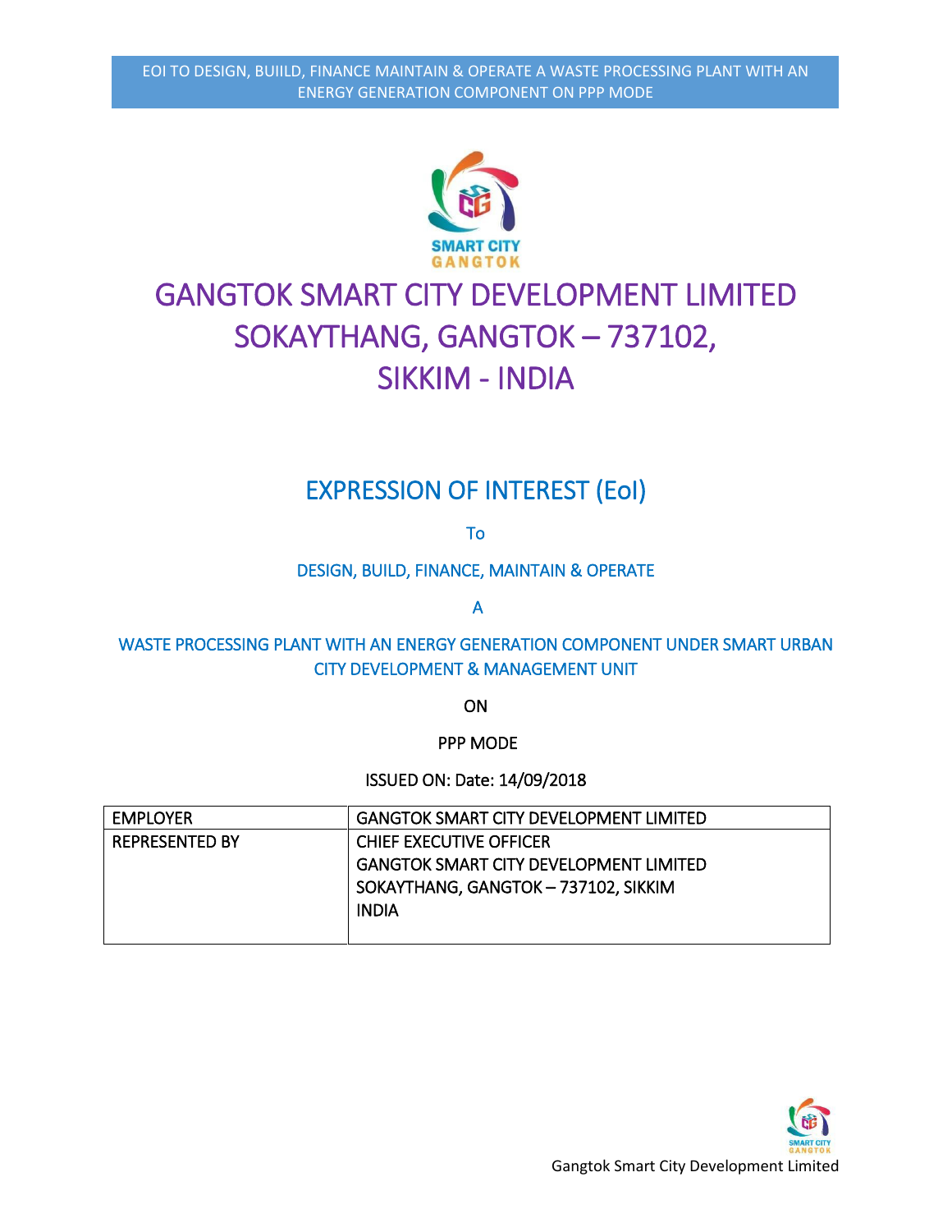# GANGTOK SMART CITY DEVELOPMENT LIMITED
# SOKAYTHANG, GANGTOK – 737102, SIKKIM - INDIA

## EXPRESSION OF INTEREST (EoI)

To

DESIGN, BUILD, FINANCE, MAINTAIN & OPERATE

A

WASTE PROCESSING PLANT WITH AN ENERGY GENERATION COMPONENT UNDER SMART URBAN CITY DEVELOPMENT & MANAGEMENT UNIT

ON

PPP MODE

ISSUED ON: Date: 14/09/2018

| EMPLOYER | GANGTOK SMART CITY DEVELOPMENT LIMITED |
|---|---|
| REPRESENTED BY | CHIEF EXECUTIVE OFFICER<br>GANGTOK SMART CITY DEVELOPMENT LIMITED<br>SOKAYTHANG, GANGTOK – 737102, SIKKIM<br>INDIA |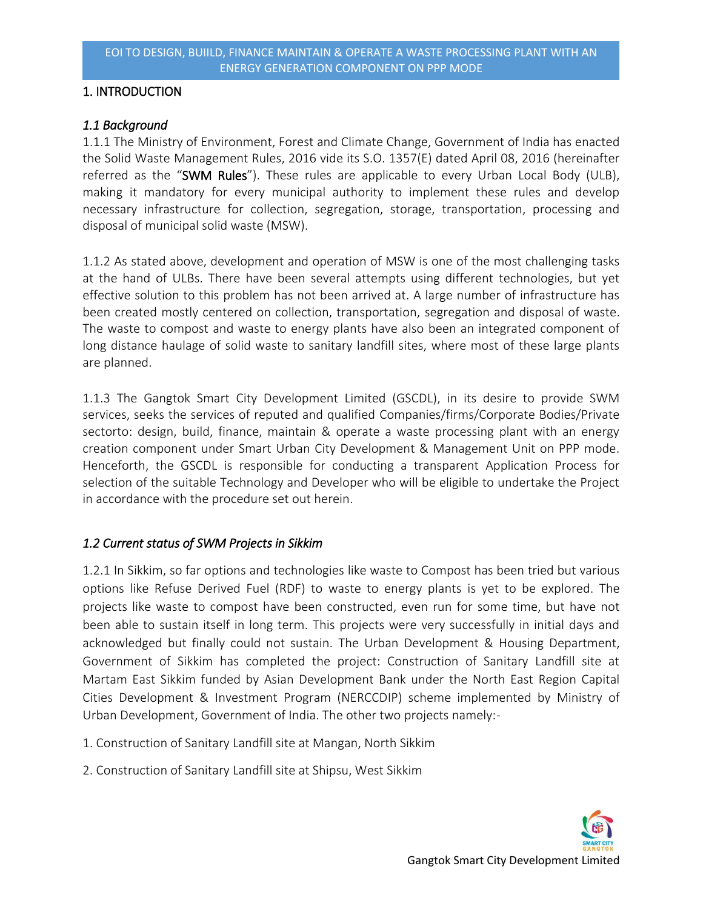## 1. INTRODUCTION

### *1.1 Background*

1.1.1 The Ministry of Environment, Forest and Climate Change, Government of India has enacted the Solid Waste Management Rules, 2016 vide its S.O. 1357(E) dated April 08, 2016 (hereinafter referred as the "**SWM Rules**"). These rules are applicable to every Urban Local Body (ULB), making it mandatory for every municipal authority to implement these rules and develop necessary infrastructure for collection, segregation, storage, transportation, processing and disposal of municipal solid waste (MSW).

1.1.2 As stated above, development and operation of MSW is one of the most challenging tasks at the hand of ULBs. There have been several attempts using different technologies, but yet effective solution to this problem has not been arrived at. A large number of infrastructure has been created mostly centered on collection, transportation, segregation and disposal of waste. The waste to compost and waste to energy plants have also been an integrated component of long distance haulage of solid waste to sanitary landfill sites, where most of these large plants are planned.

1.1.3 The Gangtok Smart City Development Limited (GSCDL), in its desire to provide SWM services, seeks the services of reputed and qualified Companies/firms/Corporate Bodies/Private sectorto: design, build, finance, maintain & operate a waste processing plant with an energy creation component under Smart Urban City Development & Management Unit on PPP mode. Henceforth, the GSCDL is responsible for conducting a transparent Application Process for selection of the suitable Technology and Developer who will be eligible to undertake the Project in accordance with the procedure set out herein.

### *1.2 Current status of SWM Projects in Sikkim*

1.2.1 In Sikkim, so far options and technologies like waste to Compost has been tried but various options like Refuse Derived Fuel (RDF) to waste to energy plants is yet to be explored. The projects like waste to compost have been constructed, even run for some time, but have not been able to sustain itself in long term. This projects were very successfully in initial days and acknowledged but finally could not sustain. The Urban Development & Housing Department, Government of Sikkim has completed the project: Construction of Sanitary Landfill site at Martam East Sikkim funded by Asian Development Bank under the North East Region Capital Cities Development & Investment Program (NERCCDIP) scheme implemented by Ministry of Urban Development, Government of India. The other two projects namely:-

1. Construction of Sanitary Landfill site at Mangan, North Sikkim
2. Construction of Sanitary Landfill site at Shipsu, West Sikkim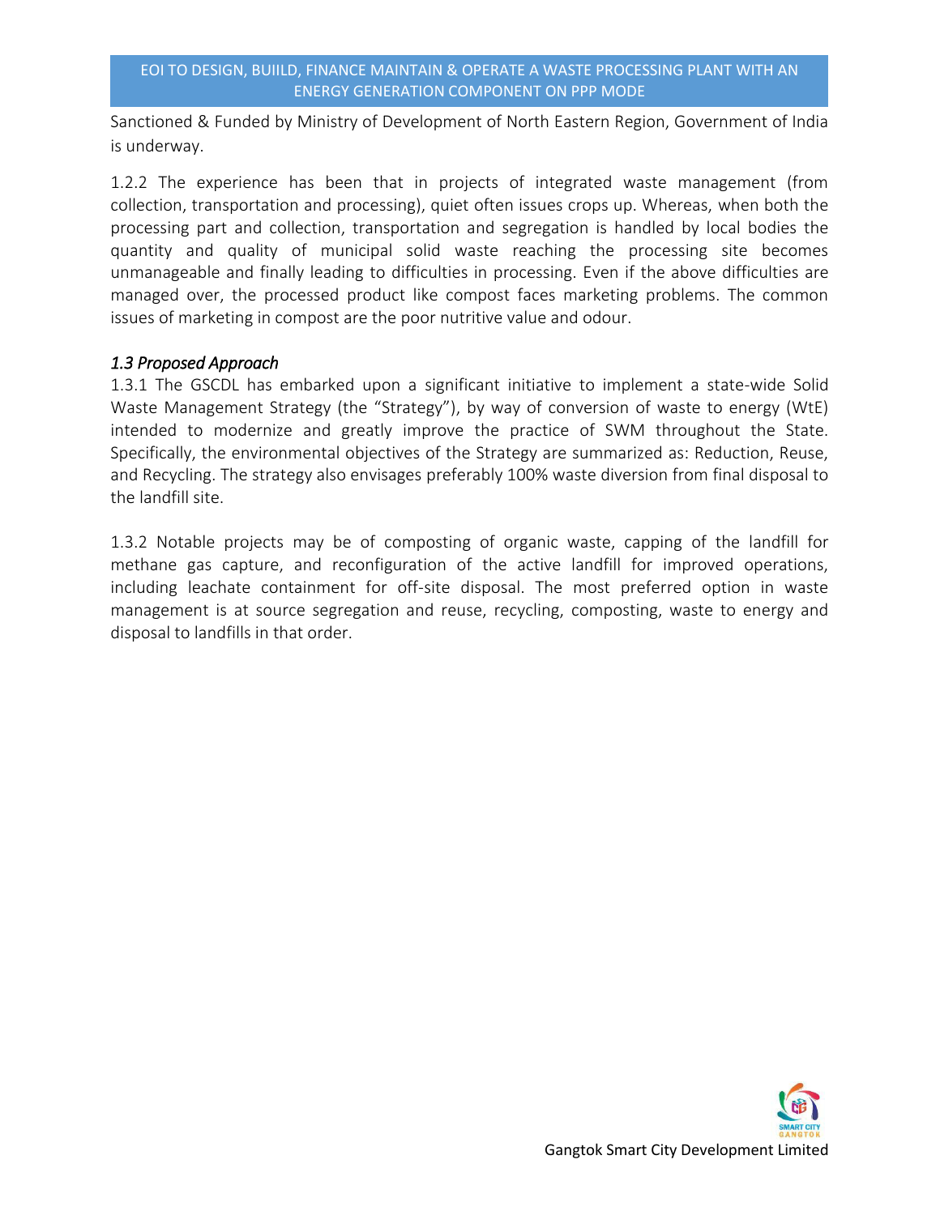Sanctioned & Funded by Ministry of Development of North Eastern Region, Government of India is underway.

1.2.2 The experience has been that in projects of integrated waste management (from collection, transportation and processing), quiet often issues crops up. Whereas, when both the processing part and collection, transportation and segregation is handled by local bodies the quantity and quality of municipal solid waste reaching the processing site becomes unmanageable and finally leading to difficulties in processing. Even if the above difficulties are managed over, the processed product like compost faces marketing problems. The common issues of marketing in compost are the poor nutritive value and odour.

### *1.3 Proposed Approach*

1.3.1 The GSCDL has embarked upon a significant initiative to implement a state-wide Solid Waste Management Strategy (the "Strategy"), by way of conversion of waste to energy (WtE) intended to modernize and greatly improve the practice of SWM throughout the State. Specifically, the environmental objectives of the Strategy are summarized as: Reduction, Reuse, and Recycling. The strategy also envisages preferably 100% waste diversion from final disposal to the landfill site.

1.3.2 Notable projects may be of composting of organic waste, capping of the landfill for methane gas capture, and reconfiguration of the active landfill for improved operations, including leachate containment for off-site disposal. The most preferred option in waste management is at source segregation and reuse, recycling, composting, waste to energy and disposal to landfills in that order.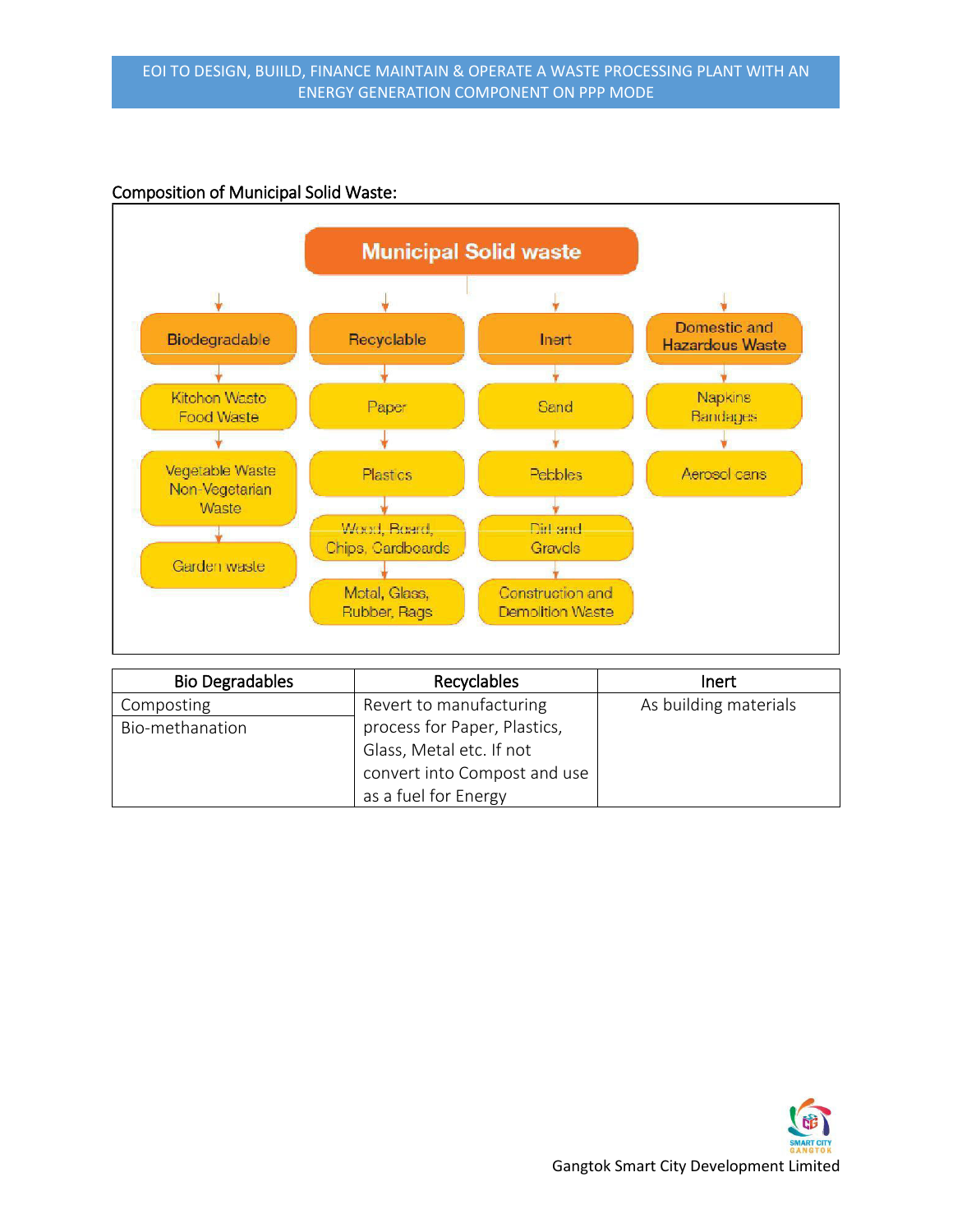Composition of Municipal Solid Waste:

**Municipal Solid waste**

- **Biodegradable**
  - Kitchen Waste Food Waste
  - Vegetable Waste Non-Vegetarian Waste
  - Garden waste
- **Recyclable**
  - Paper
  - Plastics
  - Wood, Board, Chips, Cardboards
  - Metal, Glass, Rubber, Rags
- **Inert**
  - Sand
  - Pebbles
  - Dirt and Gravels
  - Construction and Demolition Waste
- **Domestic and Hazardous Waste**
  - Napkins Bandages
  - Aerosol cans

| Bio Degradables | Recyclables | Inert |
|---|---|---|
| Composting | Revert to manufacturing process for Paper, Plastics, Glass, Metal etc. If not convert into Compost and use as a fuel for Energy | As building materials |
| Bio-methanation | | |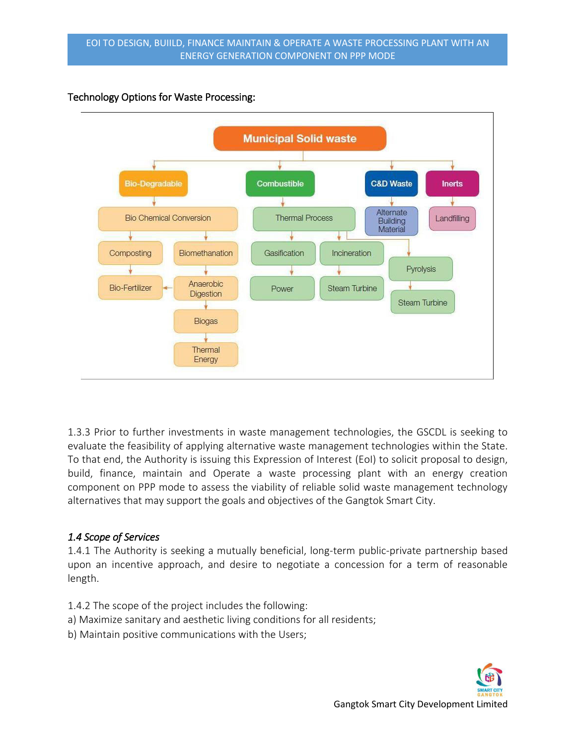Technology Options for Waste Processing:

- **Municipal Solid waste**
  - **Bio-Degradable**
    - Bio Chemical Conversion
      - Composting → Bio-Fertilizer
      - Biomethanation → Anaerobic Digestion → Biogas → Thermal Energy
        - Anaerobic Digestion → Bio-Fertilizer
  - **Combustible**
    - Thermal Process
      - Gasification → Power
      - Incineration → Steam Turbine
      - Pyrolysis → Steam Turbine
  - **C&D Waste**
    - Alternate Building Material
  - **Inerts**
    - Landfilling

1.3.3 Prior to further investments in waste management technologies, the GSCDL is seeking to evaluate the feasibility of applying alternative waste management technologies within the State. To that end, the Authority is issuing this Expression of Interest (EoI) to solicit proposal to design, build, finance, maintain and Operate a waste processing plant with an energy creation component on PPP mode to assess the viability of reliable solid waste management technology alternatives that may support the goals and objectives of the Gangtok Smart City.

### *1.4 Scope of Services*

1.4.1 The Authority is seeking a mutually beneficial, long-term public-private partnership based upon an incentive approach, and desire to negotiate a concession for a term of reasonable length.

1.4.2 The scope of the project includes the following:

a) Maximize sanitary and aesthetic living conditions for all residents;

b) Maintain positive communications with the Users;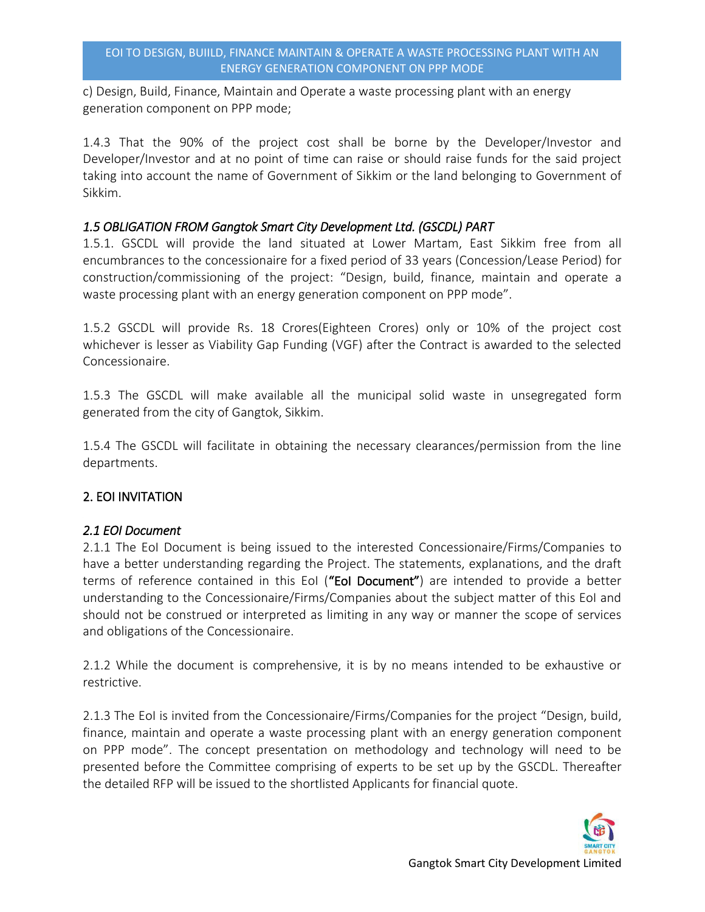c) Design, Build, Finance, Maintain and Operate a waste processing plant with an energy generation component on PPP mode;

1.4.3 That the 90% of the project cost shall be borne by the Developer/Investor and Developer/Investor and at no point of time can raise or should raise funds for the said project taking into account the name of Government of Sikkim or the land belonging to Government of Sikkim.

### *1.5 OBLIGATION FROM Gangtok Smart City Development Ltd. (GSCDL) PART*

1.5.1. GSCDL will provide the land situated at Lower Martam, East Sikkim free from all encumbrances to the concessionaire for a fixed period of 33 years (Concession/Lease Period) for construction/commissioning of the project: "Design, build, finance, maintain and operate a waste processing plant with an energy generation component on PPP mode".

1.5.2 GSCDL will provide Rs. 18 Crores(Eighteen Crores) only or 10% of the project cost whichever is lesser as Viability Gap Funding (VGF) after the Contract is awarded to the selected Concessionaire.

1.5.3 The GSCDL will make available all the municipal solid waste in unsegregated form generated from the city of Gangtok, Sikkim.

1.5.4 The GSCDL will facilitate in obtaining the necessary clearances/permission from the line departments.

## 2. EOI INVITATION

### *2.1 EOI Document*

2.1.1 The EoI Document is being issued to the interested Concessionaire/Firms/Companies to have a better understanding regarding the Project. The statements, explanations, and the draft terms of reference contained in this EoI (**"EoI Document"**) are intended to provide a better understanding to the Concessionaire/Firms/Companies about the subject matter of this EoI and should not be construed or interpreted as limiting in any way or manner the scope of services and obligations of the Concessionaire.

2.1.2 While the document is comprehensive, it is by no means intended to be exhaustive or restrictive.

2.1.3 The EoI is invited from the Concessionaire/Firms/Companies for the project "Design, build, finance, maintain and operate a waste processing plant with an energy generation component on PPP mode". The concept presentation on methodology and technology will need to be presented before the Committee comprising of experts to be set up by the GSCDL. Thereafter the detailed RFP will be issued to the shortlisted Applicants for financial quote.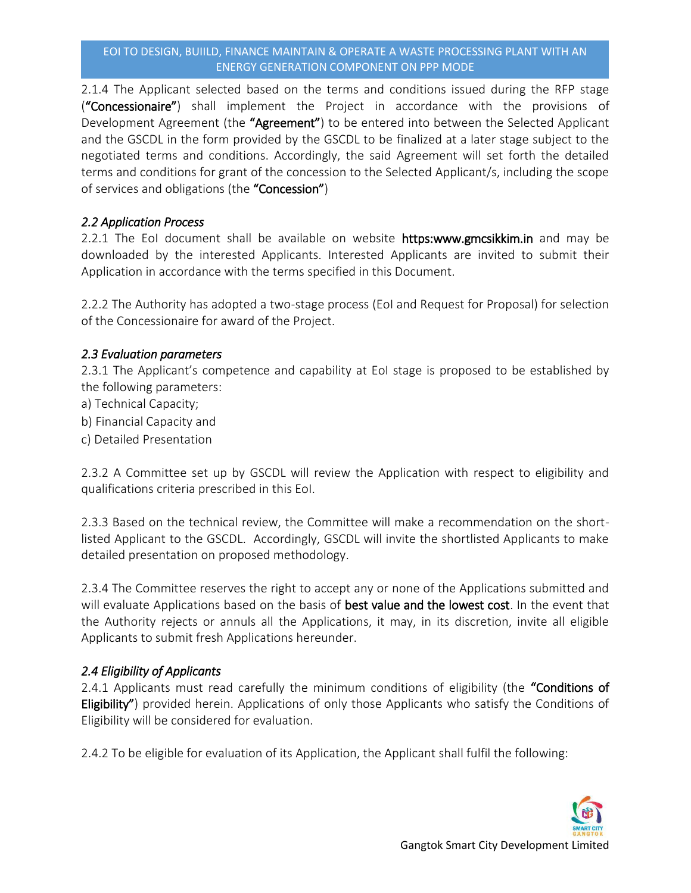2.1.4 The Applicant selected based on the terms and conditions issued during the RFP stage (**"Concessionaire"**) shall implement the Project in accordance with the provisions of Development Agreement (the **"Agreement"**) to be entered into between the Selected Applicant and the GSCDL in the form provided by the GSCDL to be finalized at a later stage subject to the negotiated terms and conditions. Accordingly, the said Agreement will set forth the detailed terms and conditions for grant of the concession to the Selected Applicant/s, including the scope of services and obligations (the **"Concession"**)

### *2.2 Application Process*

2.2.1 The EoI document shall be available on website **https:www.gmcsikkim.in** and may be downloaded by the interested Applicants. Interested Applicants are invited to submit their Application in accordance with the terms specified in this Document.

2.2.2 The Authority has adopted a two-stage process (EoI and Request for Proposal) for selection of the Concessionaire for award of the Project.

### *2.3 Evaluation parameters*

2.3.1 The Applicant's competence and capability at EoI stage is proposed to be established by the following parameters:

a) Technical Capacity;

b) Financial Capacity and

c) Detailed Presentation

2.3.2 A Committee set up by GSCDL will review the Application with respect to eligibility and qualifications criteria prescribed in this EoI.

2.3.3 Based on the technical review, the Committee will make a recommendation on the short-listed Applicant to the GSCDL. Accordingly, GSCDL will invite the shortlisted Applicants to make detailed presentation on proposed methodology.

2.3.4 The Committee reserves the right to accept any or none of the Applications submitted and will evaluate Applications based on the basis of **best value and the lowest cost**. In the event that the Authority rejects or annuls all the Applications, it may, in its discretion, invite all eligible Applicants to submit fresh Applications hereunder.

### *2.4 Eligibility of Applicants*

2.4.1 Applicants must read carefully the minimum conditions of eligibility (the **"Conditions of Eligibility"**) provided herein. Applications of only those Applicants who satisfy the Conditions of Eligibility will be considered for evaluation.

2.4.2 To be eligible for evaluation of its Application, the Applicant shall fulfil the following: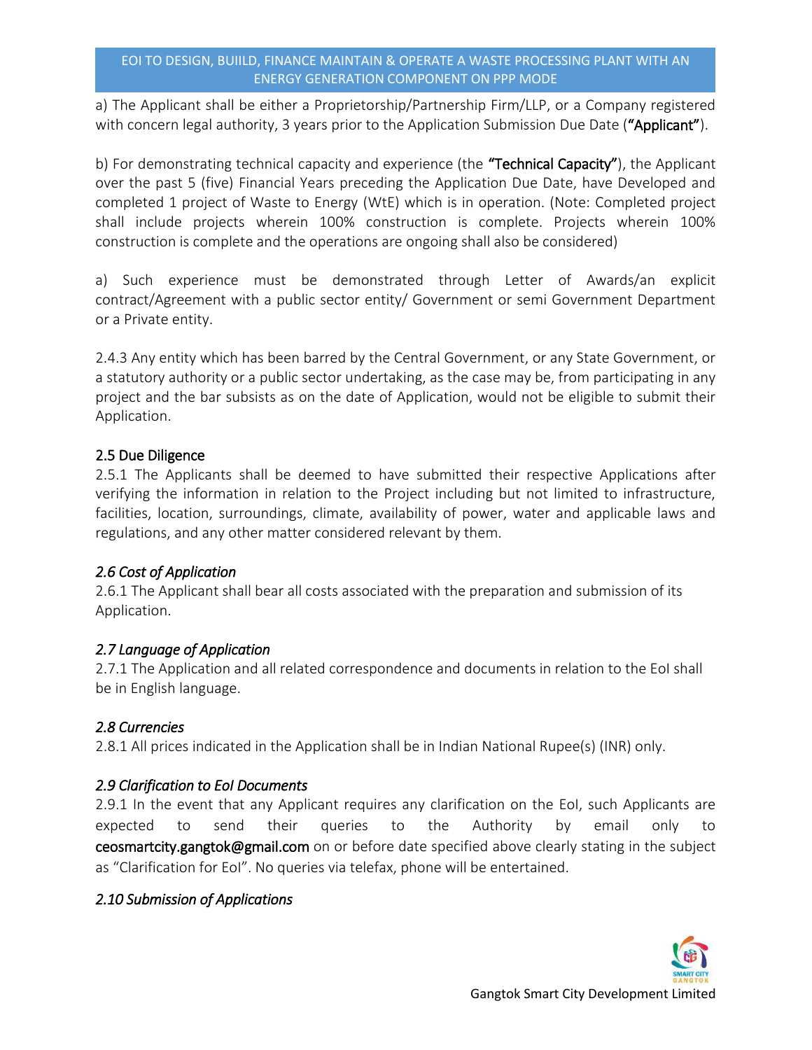a) The Applicant shall be either a Proprietorship/Partnership Firm/LLP, or a Company registered with concern legal authority, 3 years prior to the Application Submission Due Date (**"Applicant"**).

b) For demonstrating technical capacity and experience (the **"Technical Capacity"**), the Applicant over the past 5 (five) Financial Years preceding the Application Due Date, have Developed and completed 1 project of Waste to Energy (WtE) which is in operation. (Note: Completed project shall include projects wherein 100% construction is complete. Projects wherein 100% construction is complete and the operations are ongoing shall also be considered)

a) Such experience must be demonstrated through Letter of Awards/an explicit contract/Agreement with a public sector entity/ Government or semi Government Department or a Private entity.

2.4.3 Any entity which has been barred by the Central Government, or any State Government, or a statutory authority or a public sector undertaking, as the case may be, from participating in any project and the bar subsists as on the date of Application, would not be eligible to submit their Application.

## 2.5 Due Diligence

2.5.1 The Applicants shall be deemed to have submitted their respective Applications after verifying the information in relation to the Project including but not limited to infrastructure, facilities, location, surroundings, climate, availability of power, water and applicable laws and regulations, and any other matter considered relevant by them.

## *2.6 Cost of Application*

2.6.1 The Applicant shall bear all costs associated with the preparation and submission of its Application.

## *2.7 Language of Application*

2.7.1 The Application and all related correspondence and documents in relation to the EoI shall be in English language.

## *2.8 Currencies*

2.8.1 All prices indicated in the Application shall be in Indian National Rupee(s) (INR) only.

## *2.9 Clarification to EoI Documents*

2.9.1 In the event that any Applicant requires any clarification on the EoI, such Applicants are expected to send their queries to the Authority by email only to **ceosmartcity.gangtok@gmail.com** on or before date specified above clearly stating in the subject as "Clarification for EoI". No queries via telefax, phone will be entertained.

## *2.10 Submission of Applications*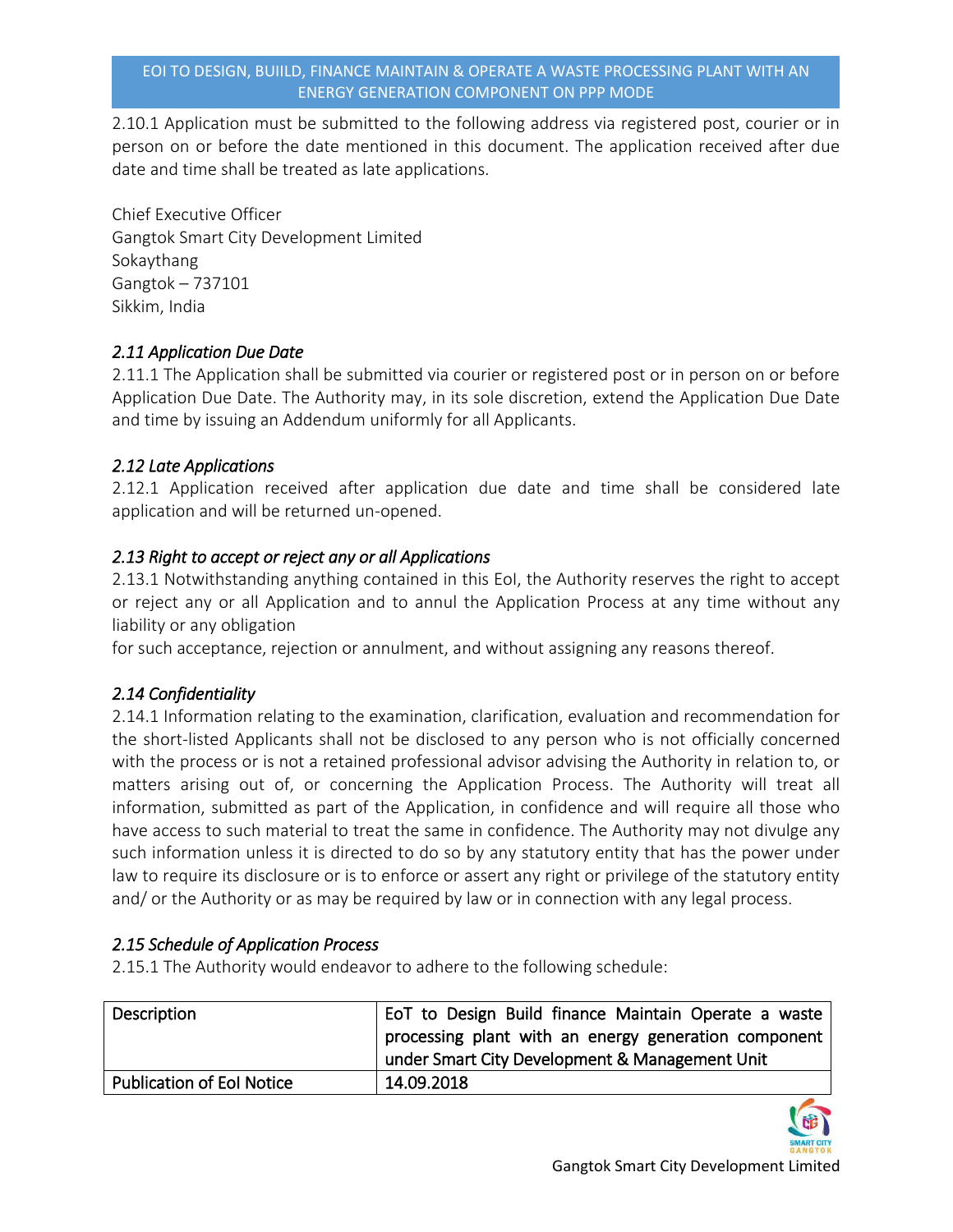2.10.1 Application must be submitted to the following address via registered post, courier or in person on or before the date mentioned in this document. The application received after due date and time shall be treated as late applications.

Chief Executive Officer
Gangtok Smart City Development Limited
Sokaythang
Gangtok – 737101
Sikkim, India

### *2.11 Application Due Date*

2.11.1 The Application shall be submitted via courier or registered post or in person on or before Application Due Date. The Authority may, in its sole discretion, extend the Application Due Date and time by issuing an Addendum uniformly for all Applicants.

### *2.12 Late Applications*

2.12.1 Application received after application due date and time shall be considered late application and will be returned un-opened.

### *2.13 Right to accept or reject any or all Applications*

2.13.1 Notwithstanding anything contained in this EoI, the Authority reserves the right to accept or reject any or all Application and to annul the Application Process at any time without any liability or any obligation
for such acceptance, rejection or annulment, and without assigning any reasons thereof.

### *2.14 Confidentiality*

2.14.1 Information relating to the examination, clarification, evaluation and recommendation for the short-listed Applicants shall not be disclosed to any person who is not officially concerned with the process or is not a retained professional advisor advising the Authority in relation to, or matters arising out of, or concerning the Application Process. The Authority will treat all information, submitted as part of the Application, in confidence and will require all those who have access to such material to treat the same in confidence. The Authority may not divulge any such information unless it is directed to do so by any statutory entity that has the power under law to require its disclosure or is to enforce or assert any right or privilege of the statutory entity and/ or the Authority or as may be required by law or in connection with any legal process.

### *2.15 Schedule of Application Process*

2.15.1 The Authority would endeavor to adhere to the following schedule:

| Description | EoT to Design Build finance Maintain Operate a waste processing plant with an energy generation component under Smart City Development & Management Unit |
|---|---|
| Publication of EoI Notice | 14.09.2018 |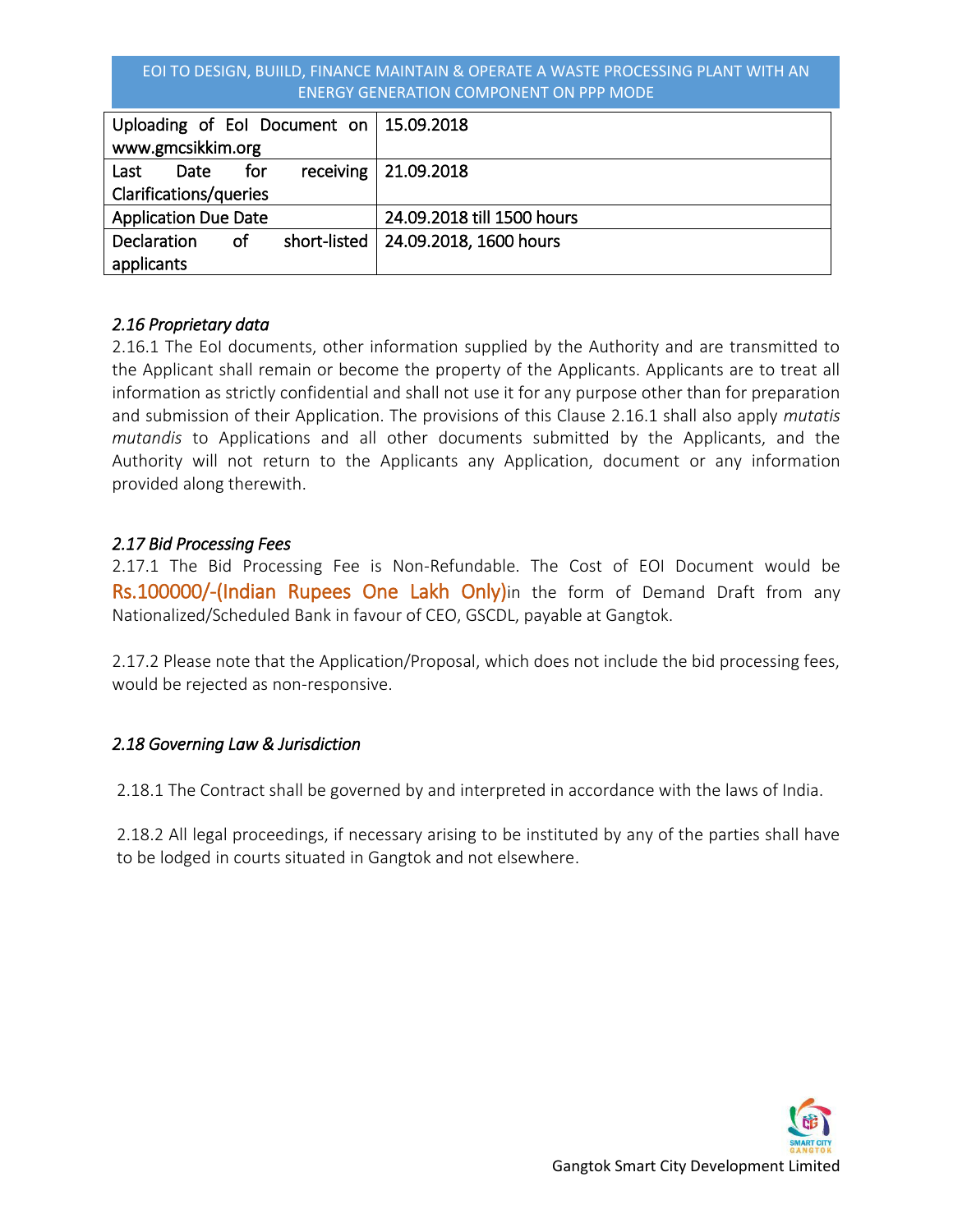| Uploading of EoI Document on www.gmcsikkim.org | 15.09.2018 |
|---|---|
| Last Date for receiving Clarifications/queries | 21.09.2018 |
| Application Due Date | 24.09.2018 till 1500 hours |
| Declaration of short-listed applicants | 24.09.2018, 1600 hours |

### *2.16 Proprietary data*

2.16.1 The EoI documents, other information supplied by the Authority and are transmitted to the Applicant shall remain or become the property of the Applicants. Applicants are to treat all information as strictly confidential and shall not use it for any purpose other than for preparation and submission of their Application. The provisions of this Clause 2.16.1 shall also apply *mutatis mutandis* to Applications and all other documents submitted by the Applicants, and the Authority will not return to the Applicants any Application, document or any information provided along therewith.

### *2.17 Bid Processing Fees*

2.17.1 The Bid Processing Fee is Non-Refundable. The Cost of EOI Document would be Rs.100000/-(Indian Rupees One Lakh Only)in the form of Demand Draft from any Nationalized/Scheduled Bank in favour of CEO, GSCDL, payable at Gangtok.

2.17.2 Please note that the Application/Proposal, which does not include the bid processing fees, would be rejected as non-responsive.

### *2.18 Governing Law & Jurisdiction*

2.18.1 The Contract shall be governed by and interpreted in accordance with the laws of India.

2.18.2 All legal proceedings, if necessary arising to be instituted by any of the parties shall have to be lodged in courts situated in Gangtok and not elsewhere.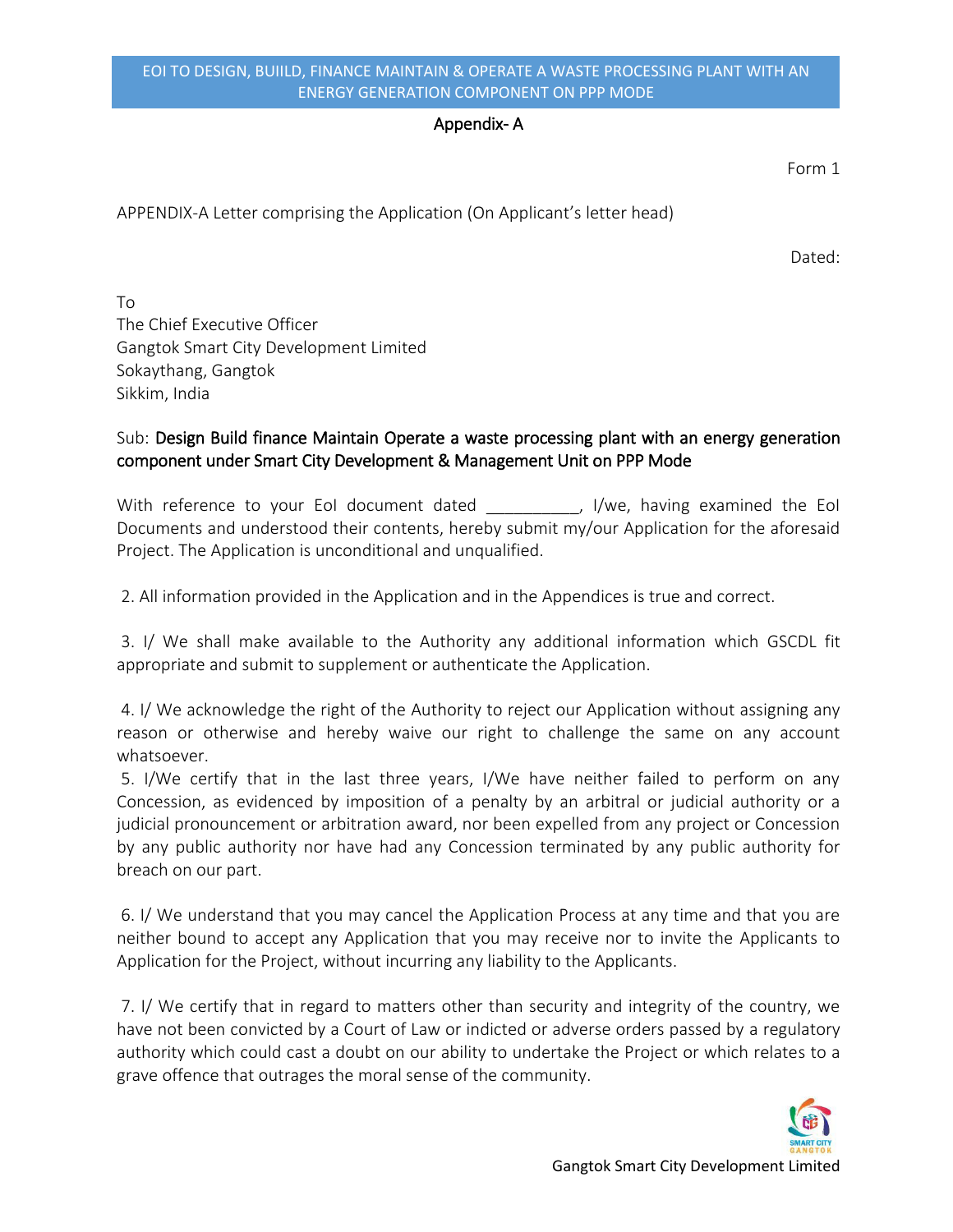## Appendix- A

Form 1

APPENDIX-A Letter comprising the Application (On Applicant's letter head)

Dated:

To
The Chief Executive Officer
Gangtok Smart City Development Limited
Sokaythang, Gangtok
Sikkim, India

Sub: **Design Build finance Maintain Operate a waste processing plant with an energy generation component under Smart City Development & Management Unit on PPP Mode**

With reference to your EoI document dated __________, I/we, having examined the EoI Documents and understood their contents, hereby submit my/our Application for the aforesaid Project. The Application is unconditional and unqualified.

2. All information provided in the Application and in the Appendices is true and correct.

3. I/ We shall make available to the Authority any additional information which GSCDL fit appropriate and submit to supplement or authenticate the Application.

4. I/ We acknowledge the right of the Authority to reject our Application without assigning any reason or otherwise and hereby waive our right to challenge the same on any account whatsoever.

5. I/We certify that in the last three years, I/We have neither failed to perform on any Concession, as evidenced by imposition of a penalty by an arbitral or judicial authority or a judicial pronouncement or arbitration award, nor been expelled from any project or Concession by any public authority nor have had any Concession terminated by any public authority for breach on our part.

6. I/ We understand that you may cancel the Application Process at any time and that you are neither bound to accept any Application that you may receive nor to invite the Applicants to Application for the Project, without incurring any liability to the Applicants.

7. I/ We certify that in regard to matters other than security and integrity of the country, we have not been convicted by a Court of Law or indicted or adverse orders passed by a regulatory authority which could cast a doubt on our ability to undertake the Project or which relates to a grave offence that outrages the moral sense of the community.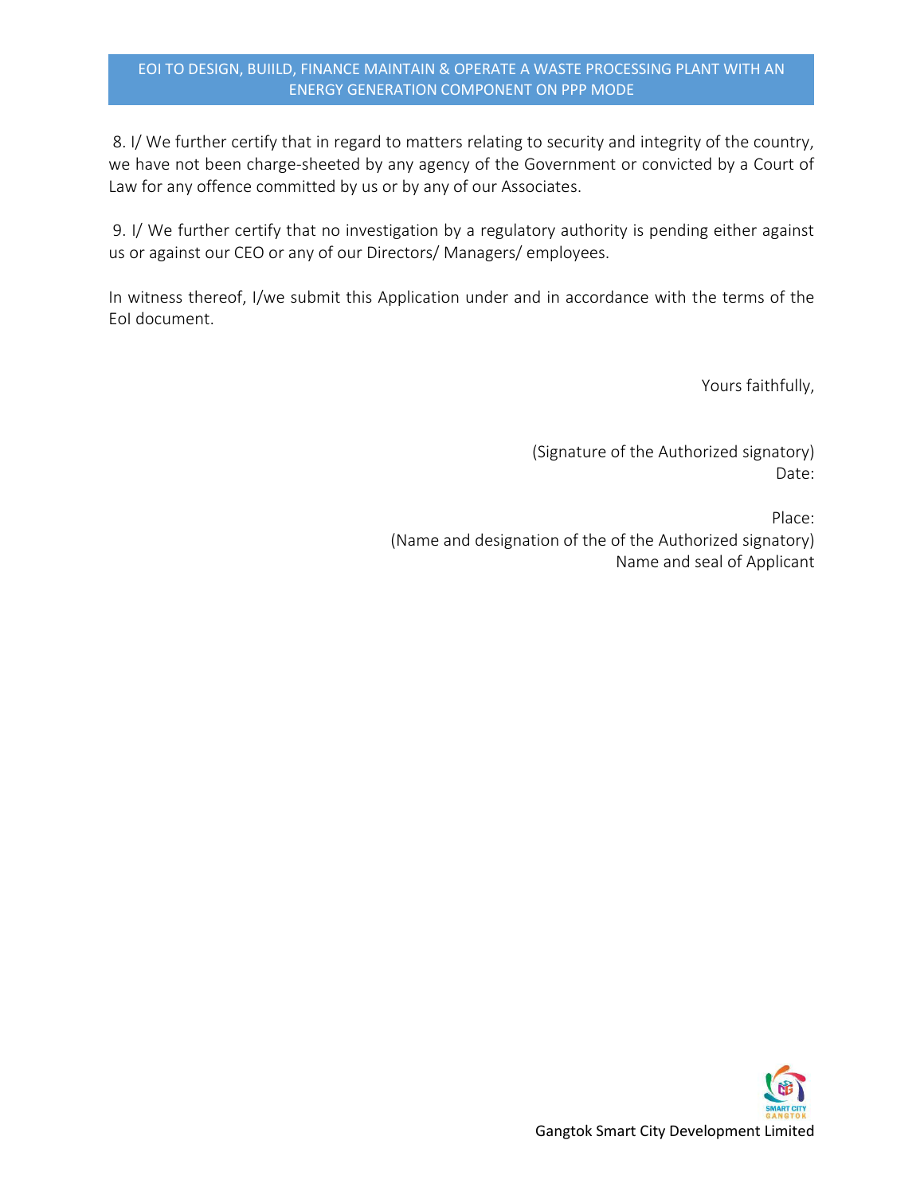8. I/ We further certify that in regard to matters relating to security and integrity of the country, we have not been charge-sheeted by any agency of the Government or convicted by a Court of Law for any offence committed by us or by any of our Associates.

9. I/ We further certify that no investigation by a regulatory authority is pending either against us or against our CEO or any of our Directors/ Managers/ employees.

In witness thereof, I/we submit this Application under and in accordance with the terms of the EoI document.

Yours faithfully,

(Signature of the Authorized signatory)
Date:

Place:
(Name and designation of the of the Authorized signatory)
Name and seal of Applicant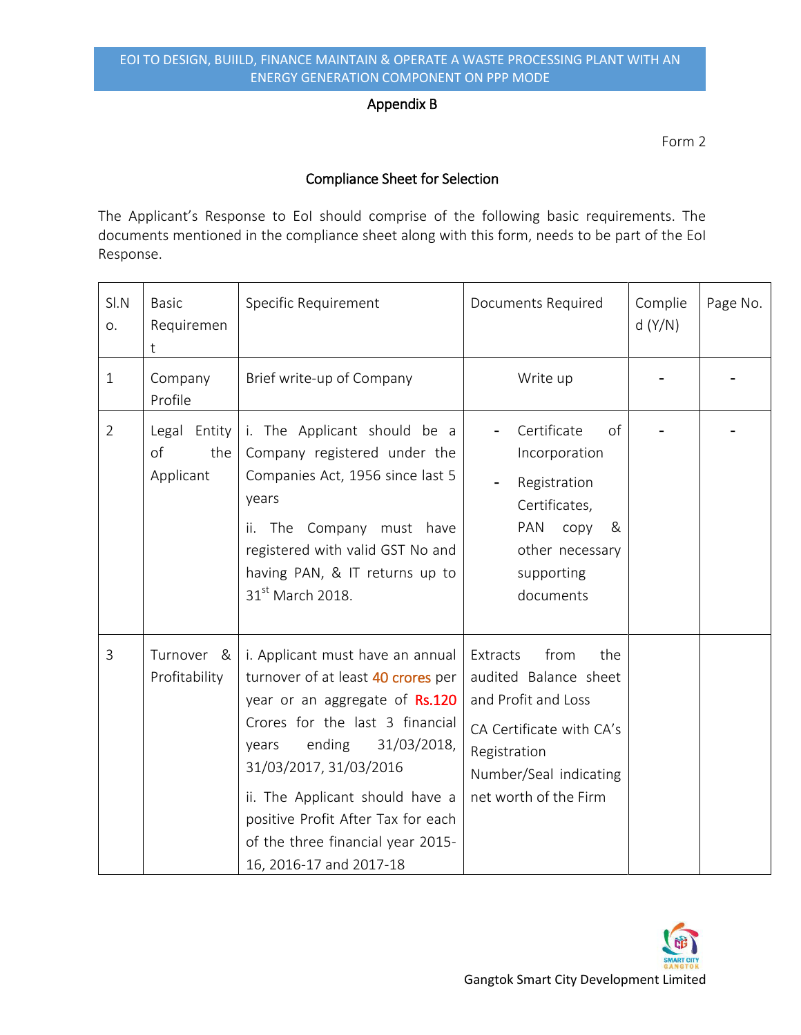Appendix B

Form 2

## Compliance Sheet for Selection

The Applicant's Response to EoI should comprise of the following basic requirements. The documents mentioned in the compliance sheet along with this form, needs to be part of the EoI Response.

| Sl.No. | Basic Requirement | Specific Requirement | Documents Required | Complied (Y/N) | Page No. |
|---|---|---|---|---|---|
| 1 | Company Profile | Brief write-up of Company | Write up | - | - |
| 2 | Legal Entity of the Applicant | i. The Applicant should be a Company registered under the Companies Act, 1956 since last 5 years<br>ii. The Company must have registered with valid GST No and having PAN, & IT returns up to 31st March 2018. | - Certificate of Incorporation<br>- Registration Certificates, PAN copy & other necessary supporting documents | - | - |
| 3 | Turnover & Profitability | i. Applicant must have an annual turnover of at least 40 crores per year or an aggregate of Rs.120 Crores for the last 3 financial years ending 31/03/2018, 31/03/2017, 31/03/2016<br>ii. The Applicant should have a positive Profit After Tax for each of the three financial year 2015-16, 2016-17 and 2017-18 | Extracts from the audited Balance sheet and Profit and Loss<br>CA Certificate with CA's Registration Number/Seal indicating net worth of the Firm | | |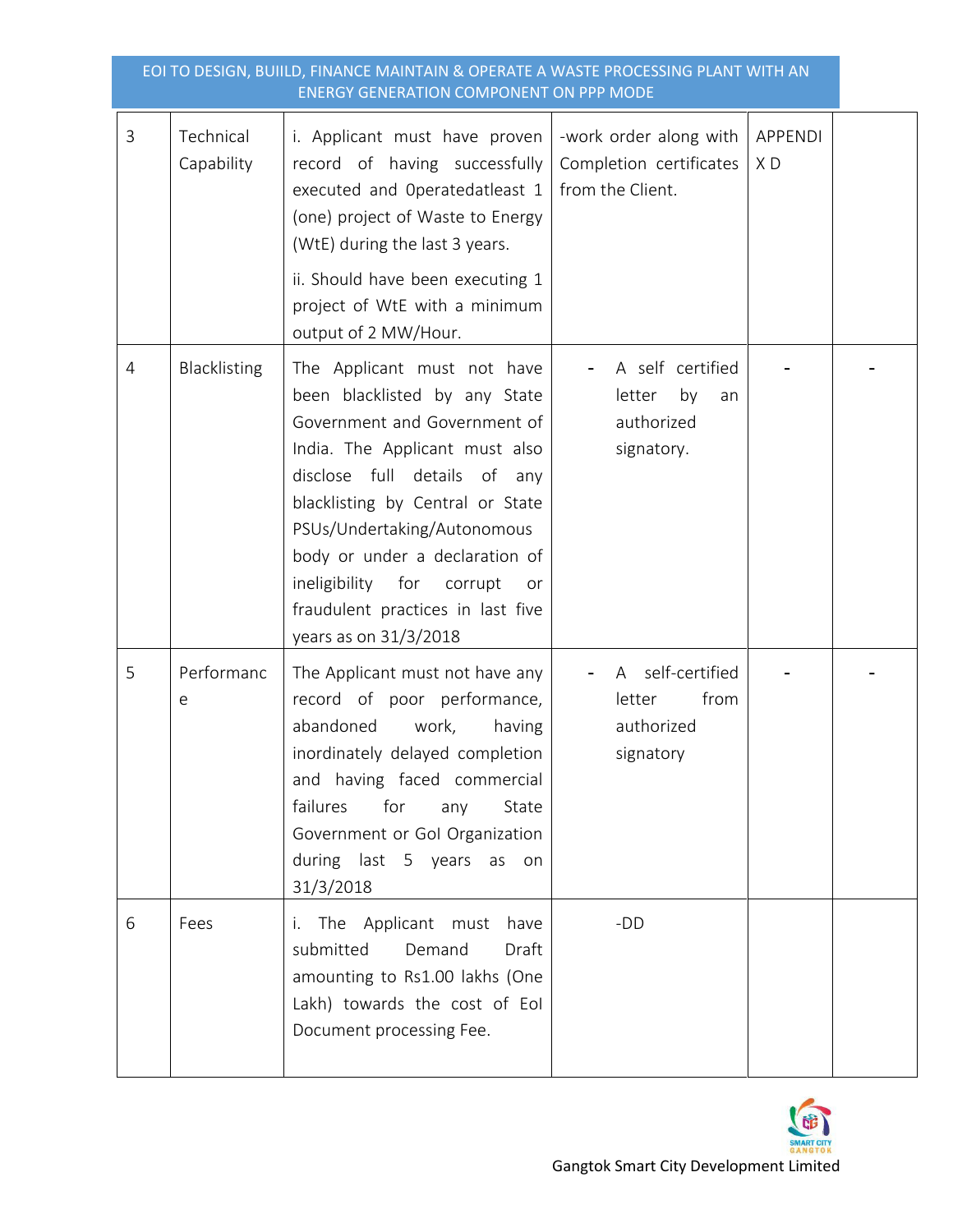| 3 | Technical Capability | i. Applicant must have proven record of having successfully executed and 0peratedatleast 1 (one) project of Waste to Energy (WtE) during the last 3 years.<br><br>ii. Should have been executing 1 project of WtE with a minimum output of 2 MW/Hour. | -work order along with Completion certificates from the Client. | APPENDI X D | |
|---|---|---|---|---|---|
| 4 | Blacklisting | The Applicant must not have been blacklisted by any State Government and Government of India. The Applicant must also disclose full details of any blacklisting by Central or State PSUs/Undertaking/Autonomous body or under a declaration of ineligibility for corrupt or fraudulent practices in last five years as on 31/3/2018 | - A self certified letter by an authorized signatory. | - | - |
| 5 | Performance | The Applicant must not have any record of poor performance, abandoned work, having inordinately delayed completion and having faced commercial failures for any State Government or GoI Organization during last 5 years as on 31/3/2018 | - A self-certified letter from authorized signatory | - | - |
| 6 | Fees | i. The Applicant must have submitted Demand Draft amounting to Rs1.00 lakhs (One Lakh) towards the cost of EoI Document processing Fee. | -DD | | |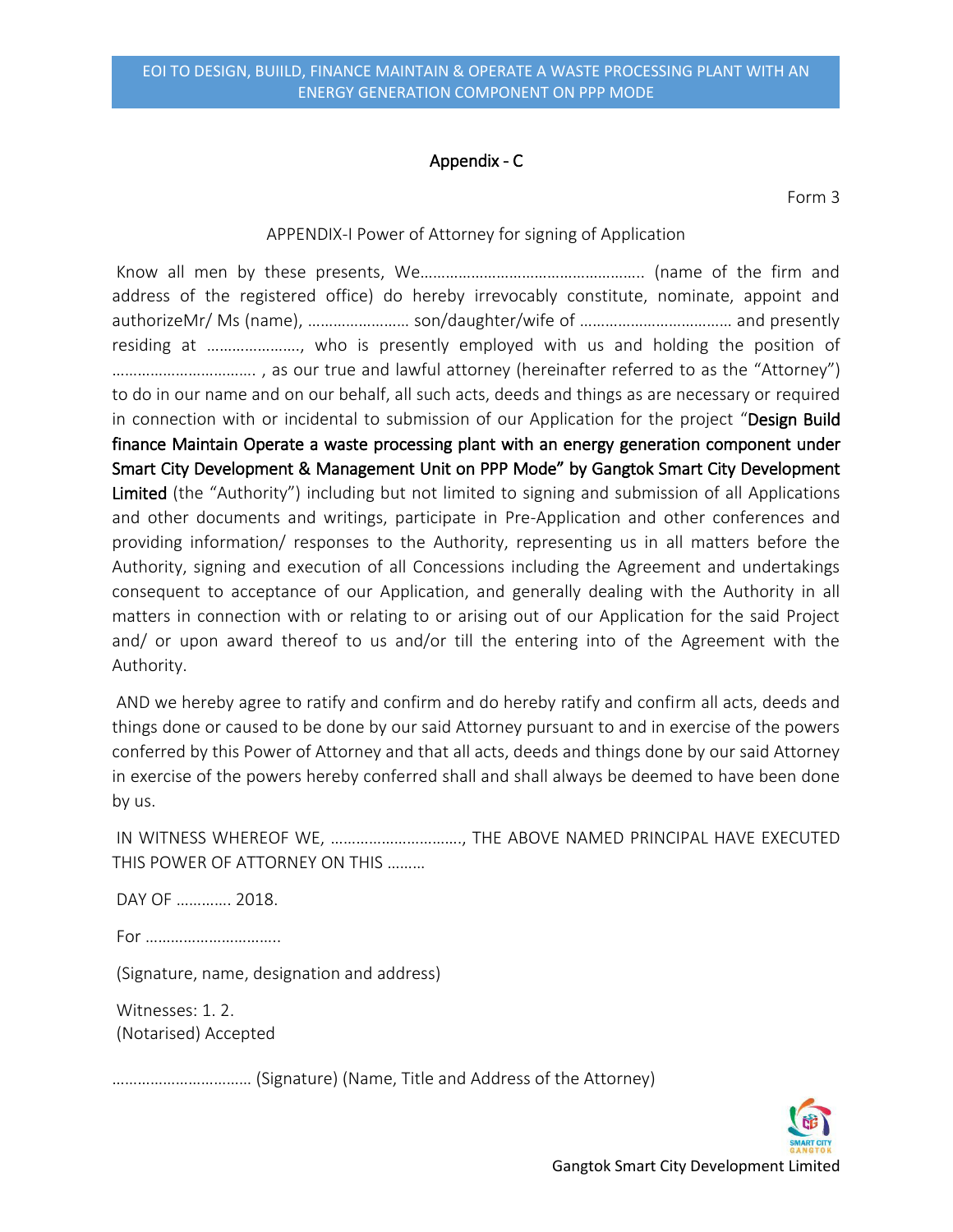## Appendix - C

Form 3

APPENDIX-I Power of Attorney for signing of Application

Know all men by these presents, We…………………………………………….. (name of the firm and address of the registered office) do hereby irrevocably constitute, nominate, appoint and authorizeMr/ Ms (name), …………………… son/daughter/wife of ……………………………… and presently residing at …………………., who is presently employed with us and holding the position of ……………………………. , as our true and lawful attorney (hereinafter referred to as the "Attorney") to do in our name and on our behalf, all such acts, deeds and things as are necessary or required in connection with or incidental to submission of our Application for the project "**Design Build finance Maintain Operate a waste processing plant with an energy generation component under Smart City Development & Management Unit on PPP Mode" by Gangtok Smart City Development Limited** (the "Authority") including but not limited to signing and submission of all Applications and other documents and writings, participate in Pre-Application and other conferences and providing information/ responses to the Authority, representing us in all matters before the Authority, signing and execution of all Concessions including the Agreement and undertakings consequent to acceptance of our Application, and generally dealing with the Authority in all matters in connection with or relating to or arising out of our Application for the said Project and/ or upon award thereof to us and/or till the entering into of the Agreement with the Authority.

AND we hereby agree to ratify and confirm and do hereby ratify and confirm all acts, deeds and things done or caused to be done by our said Attorney pursuant to and in exercise of the powers conferred by this Power of Attorney and that all acts, deeds and things done by our said Attorney in exercise of the powers hereby conferred shall and shall always be deemed to have been done by us.

IN WITNESS WHEREOF WE, …………………………., THE ABOVE NAMED PRINCIPAL HAVE EXECUTED THIS POWER OF ATTORNEY ON THIS ………

DAY OF …………. 2018.

For …………………………..

(Signature, name, designation and address)

Witnesses: 1. 2.
(Notarised) Accepted

…………………………… (Signature) (Name, Title and Address of the Attorney)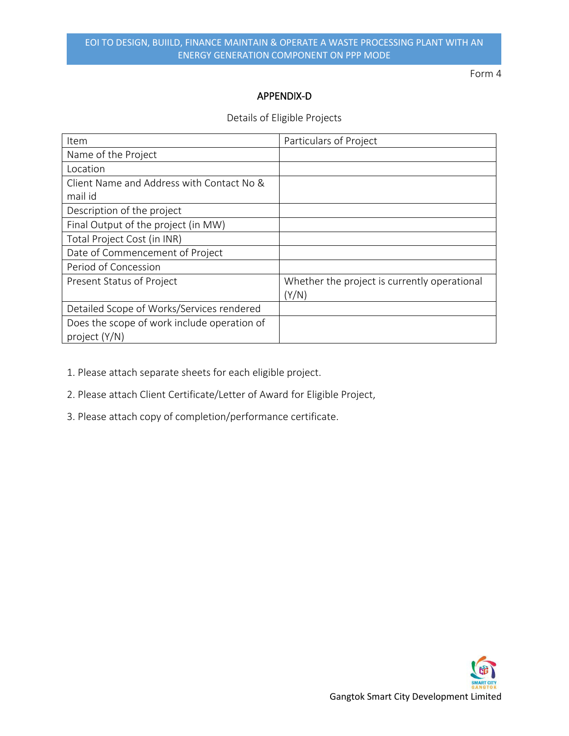Form 4

## APPENDIX-D

Details of Eligible Projects

| Item | Particulars of Project |
| --- | --- |
| Name of the Project | |
| Location | |
| Client Name and Address with Contact No & mail id | |
| Description of the project | |
| Final Output of the project (in MW) | |
| Total Project Cost (in INR) | |
| Date of Commencement of Project | |
| Period of Concession | |
| Present Status of Project | Whether the project is currently operational (Y/N) |
| Detailed Scope of Works/Services rendered | |
| Does the scope of work include operation of project (Y/N) | |

1. Please attach separate sheets for each eligible project.
2. Please attach Client Certificate/Letter of Award for Eligible Project,
3. Please attach copy of completion/performance certificate.